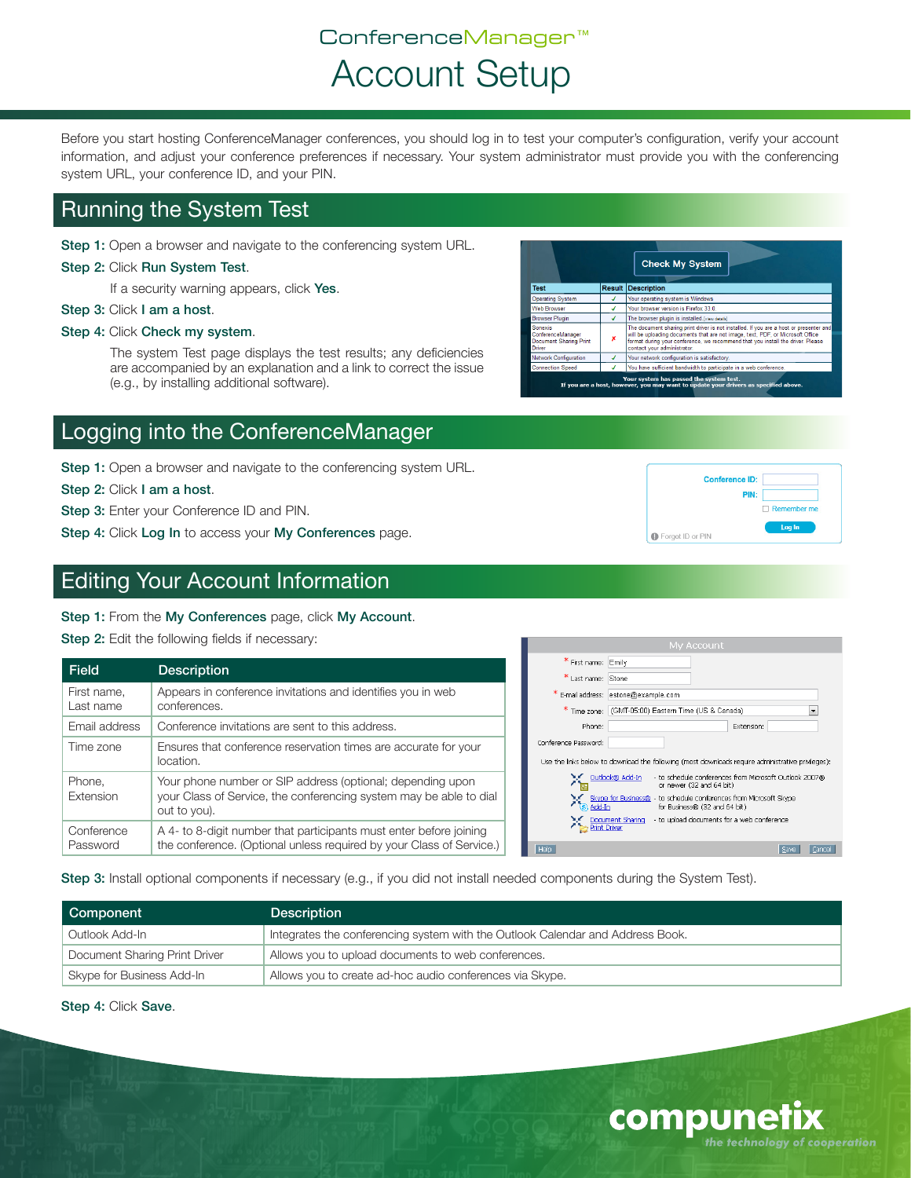# ConferenceManager™

# Account Setup

Before you start hosting ConferenceManager conferences, you should log in to test your computer's configuration, verify your account information, and adjust your conference preferences if necessary. Your system administrator must provide you with the conferencing system URL, your conference ID, and your PIN.

## Running the System Test

**Step 1:** Open a browser and navigate to the conferencing system URL.

**Step 2:** Click **Run System Test**.

If a security warning appears, click **Yes**.

**Step 3:** Click **I am a host**.

**Step 4:** Click **Check my system**.

The system Test page displays the test results; any deficiencies are accompanied by an explanation and a link to correct the issue (e.g., by installing additional software).

## Logging into the ConferenceManager

**Step 1:** Open a browser and navigate to the conferencing system URL.

**Step 2:** Click **I am a host**.

**Step 3:** Enter your Conference ID and PIN.

**Step 4:** Click **Log In** to access your **My Conferences** page.

## Editing Your Account Information

**Step 1:** From the **My Conferences** page, click **My Account**.

**Step 2:** Edit the following fields if necessary:

| Field | Description |
|---|---|
| First name, Last name | Appears in conference invitations and identifies you in web conferences. |
| Email address | Conference invitations are sent to this address. |
| Time zone | Ensures that conference reservation times are accurate for your location. |
| Phone, Extension | Your phone number or SIP address (optional; depending upon your Class of Service, the conferencing system may be able to dial out to you). |
| Conference Password | A 4- to 8-digit number that participants must enter before joining the conference. (Optional unless required by your Class of Service.) |

**Step 3:** Install optional components if necessary (e.g., if you did not install needed components during the System Test).

| Component | Description |
|---|---|
| Outlook Add-In | Integrates the conferencing system with the Outlook Calendar and Address Book. |
| Document Sharing Print Driver | Allows you to upload documents to web conferences. |
| Skype for Business Add-In | Allows you to create ad-hoc audio conferences via Skype. |

**Step 4:** Click **Save**.

compunetix
*the technology of cooperation*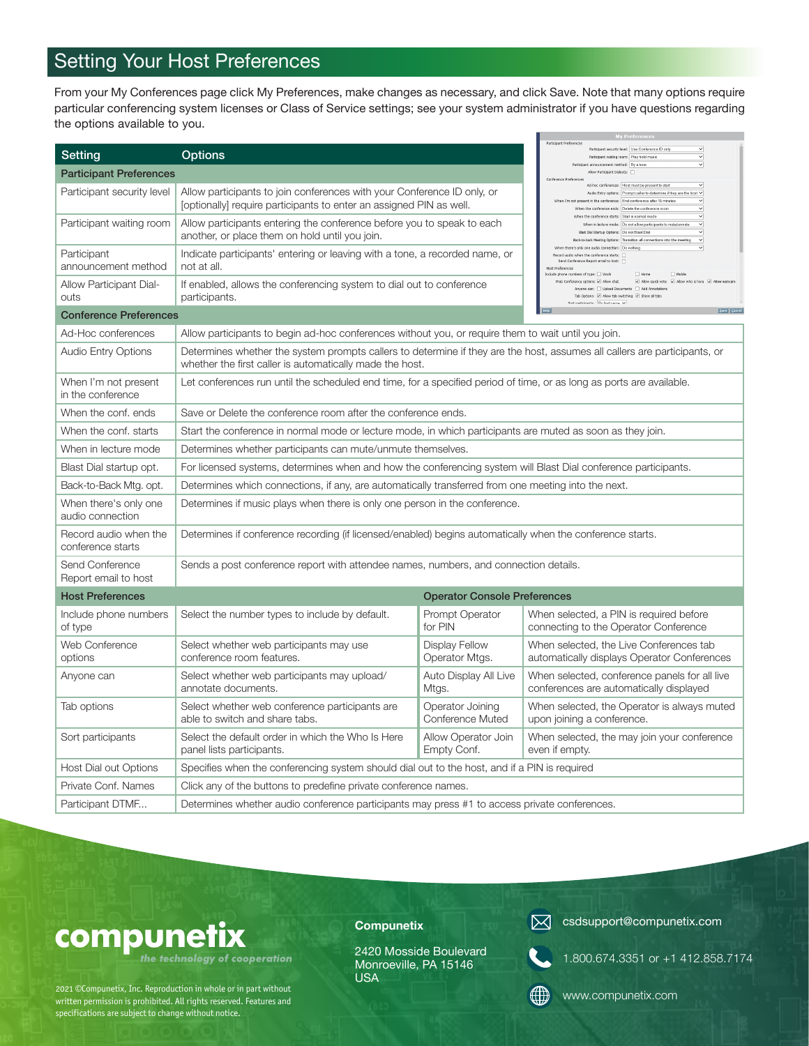## Setting Your Host Preferences

From your My Conferences page click My Preferences, make changes as necessary, and click Save. Note that many options require particular conferencing system licenses or Class of Service settings; see your system administrator if you have questions regarding the options available to you.

| Setting | Options | | |
|---|---|---|---|
| **Participant Preferences** | | | |
| Participant security level | Allow participants to join conferences with your Conference ID only, or [optionally] require participants to enter an assigned PIN as well. | | |
| Participant waiting room | Allow participants entering the conference before you to speak to each another, or place them on hold until you join. | | |
| Participant announcement method | Indicate participants' entering or leaving with a tone, a recorded name, or not at all. | | |
| Allow Participant Dial-outs | If enabled, allows the conferencing system to dial out to conference participants. | | |
| **Conference Preferences** | | | |
| Ad-Hoc conferences | Allow participants to begin ad-hoc conferences without you, or require them to wait until you join. | | |
| Audio Entry Options | Determines whether the system prompts callers to determine if they are the host, assumes all callers are participants, or whether the first caller is automatically made the host. | | |
| When I'm not present in the conference | Let conferences run until the scheduled end time, for a specified period of time, or as long as ports are available. | | |
| When the conf. ends | Save or Delete the conference room after the conference ends. | | |
| When the conf. starts | Start the conference in normal mode or lecture mode, in which participants are muted as soon as they join. | | |
| When in lecture mode | Determines whether participants can mute/unmute themselves. | | |
| Blast Dial startup opt. | For licensed systems, determines when and how the conferencing system will Blast Dial conference participants. | | |
| Back-to-Back Mtg. opt. | Determines which connections, if any, are automatically transferred from one meeting into the next. | | |
| When there's only one audio connection | Determines if music plays when there is only one person in the conference. | | |
| Record audio when the conference starts | Determines if conference recording (if licensed/enabled) begins automatically when the conference starts. | | |
| Send Conference Report email to host | Sends a post conference report with attendee names, numbers, and connection details. | | |
| **Host Preferences** | | **Operator Console Preferences** | |
| Include phone numbers of type | Select the number types to include by default. | Prompt Operator for PIN | When selected, a PIN is required before connecting to the Operator Conference |
| Web Conference options | Select whether web participants may use conference room features. | Display Fellow Operator Mtgs. | When selected, the Live Conferences tab automatically displays Operator Conferences |
| Anyone can | Select whether web participants may upload/ annotate documents. | Auto Display All Live Mtgs. | When selected, conference panels for all live conferences are automatically displayed |
| Tab options | Select whether web conference participants are able to switch and share tabs. | Operator Joining Conference Muted | When selected, the Operator is always muted upon joining a conference. |
| Sort participants | Select the default order in which the Who Is Here panel lists participants. | Allow Operator Join Empty Conf. | When selected, the may join your conference even if empty. |
| Host Dial out Options | Specifies when the conferencing system should dial out to the host, and if a PIN is required | | |
| Private Conf. Names | Click any of the buttons to predefine private conference names. | | |
| Participant DTMF... | Determines whether audio conference participants may press #1 to access private conferences. | | |

**compunetix**
*the technology of cooperation*

2021 ©Compunetix, Inc. Reproduction in whole or in part without written permission is prohibited. All rights reserved. Features and specifications are subject to change without notice.

**Compunetix**

2420 Mosside Boulevard
Monroeville, PA 15146
USA

csdsupport@compunetix.com

1.800.674.3351 or +1 412.858.7174

www.compunetix.com